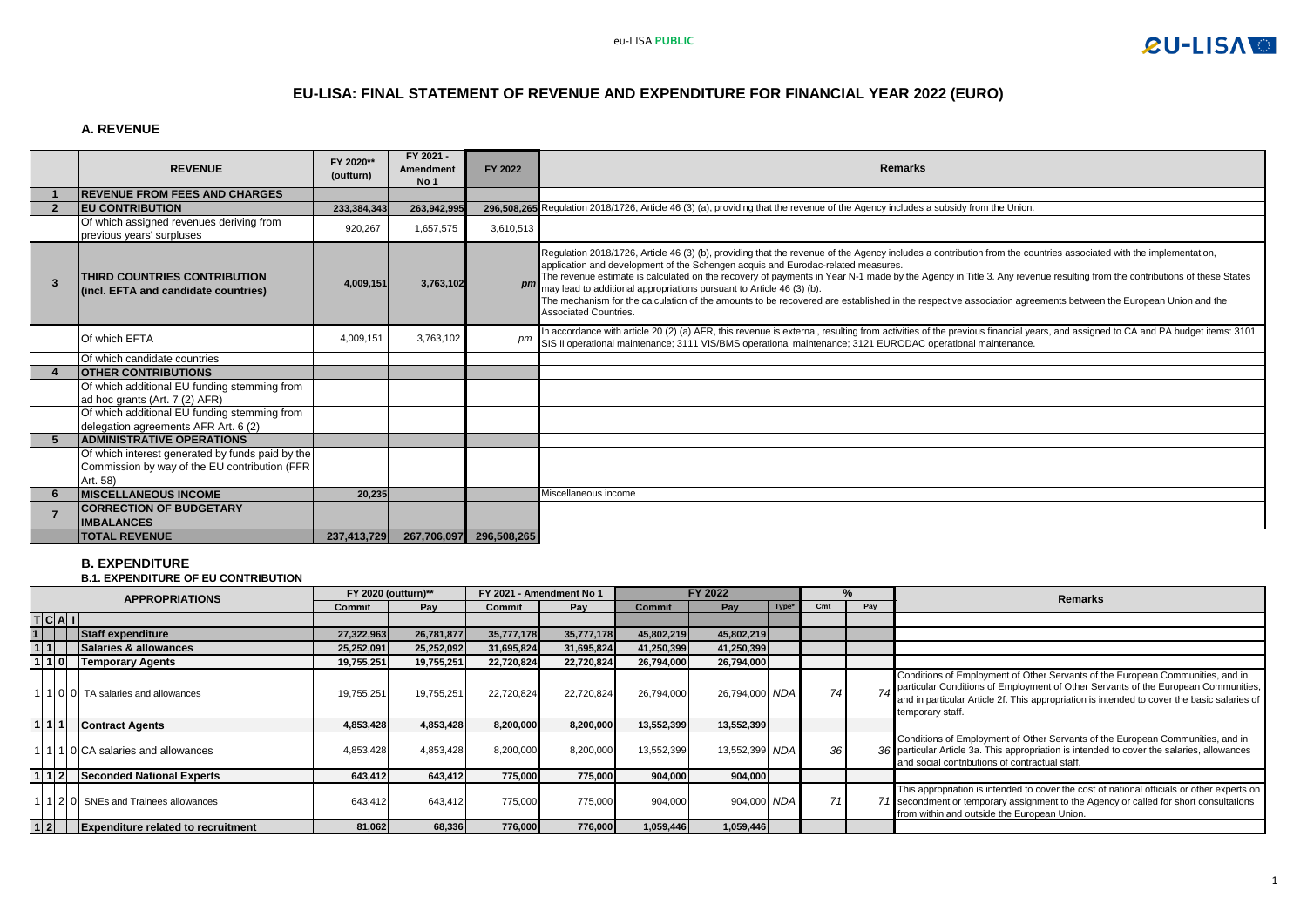eu-LISA PUBLIC

# EU-LISA: FINAL STATEMENT OF REVENUE AND EXPENDITURE FOR FINANCIAL YEAR 2022 (EURO)

## A. REVENUE

| | REVENUE | FY 2020** (outturn) | FY 2021 - Amendment No 1 | FY 2022 | Remarks |
|---|---|---|---|---|---|
| **1** | **REVENUE FROM FEES AND CHARGES** | | | | |
| **2** | **EU CONTRIBUTION** | **233,384,343** | **263,942,995** | **296,508,265** | Regulation 2018/1726, Article 46 (3) (a), providing that the revenue of the Agency includes a subsidy from the Union. |
| | Of which assigned revenues deriving from previous years' surpluses | 920,267 | 1,657,575 | 3,610,513 | |
| **3** | **THIRD COUNTRIES CONTRIBUTION (incl. EFTA and candidate countries)** | **4,009,151** | **3,763,102** | *pm* | Regulation 2018/1726, Article 46 (3) (b), providing that the revenue of the Agency includes a contribution from the countries associated with the implementation, application and development of the Schengen acquis and Eurodac-related measures. The revenue estimate is calculated on the recovery of payments in Year N-1 made by the Agency in Title 3. Any revenue resulting from the contributions of these States may lead to additional appropriations pursuant to Article 46 (3) (b). The mechanism for the calculation of the amounts to be recovered are established in the respective association agreements between the European Union and the Associated Countries. |
| | Of which EFTA | 4,009,151 | 3,763,102 | *pm* | In accordance with article 20 (2) (a) AFR, this revenue is external, resulting from activities of the previous financial years, and assigned to CA and PA budget items: 3101 SIS II operational maintenance; 3111 VIS/BMS operational maintenance; 3121 EURODAC operational maintenance. |
| | Of which candidate countries | | | | |
| **4** | **OTHER CONTRIBUTIONS** | | | | |
| | Of which additional EU funding stemming from ad hoc grants (Art. 7 (2) AFR) | | | | |
| | Of which additional EU funding stemming from delegation agreements AFR Art. 6 (2) | | | | |
| **5** | **ADMINISTRATIVE OPERATIONS** | | | | |
| | Of which interest generated by funds paid by the Commission by way of the EU contribution (FFR Art. 58) | | | | |
| **6** | **MISCELLANEOUS INCOME** | **20,235** | | | Miscellaneous income |
| **7** | **CORRECTION OF BUDGETARY IMBALANCES** | | | | |
| | **TOTAL REVENUE** | **237,413,729** | **267,706,097** | **296,508,265** | |

## B. EXPENDITURE

### B.1. EXPENDITURE OF EU CONTRIBUTION

| T | C | A | I | APPROPRIATIONS | FY 2020 (outturn)** Commit | FY 2020 (outturn)** Pay | FY 2021 - Amendment No 1 Commit | FY 2021 - Amendment No 1 Pay | FY 2022 Commit | FY 2022 Pay | FY 2022 Type* | % Cmt | % Pay | Remarks |
|---|---|---|---|---|---|---|---|---|---|---|---|---|---|---|
| **1** | | | | **Staff expenditure** | **27,322,963** | **26,781,877** | **35,777,178** | **35,777,178** | **45,802,219** | **45,802,219** | | | | |
| **1** | **1** | | | **Salaries & allowances** | **25,252,091** | **25,252,092** | **31,695,824** | **31,695,824** | **41,250,399** | **41,250,399** | | | | |
| **1** | **1** | **0** | | **Temporary Agents** | **19,755,251** | **19,755,251** | **22,720,824** | **22,720,824** | **26,794,000** | **26,794,000** | | | | |
| 1 | 1 | 0 | 0 | TA salaries and allowances | 19,755,251 | 19,755,251 | 22,720,824 | 22,720,824 | 26,794,000 | 26,794,000 | *NDA* | *74* | *74* | Conditions of Employment of Other Servants of the European Communities, and in particular Conditions of Employment of Other Servants of the European Communities, and in particular Article 2f. This appropriation is intended to cover the basic salaries of temporary staff. |
| **1** | **1** | **1** | | **Contract Agents** | **4,853,428** | **4,853,428** | **8,200,000** | **8,200,000** | **13,552,399** | **13,552,399** | | | | |
| 1 | 1 | 1 | 0 | CA salaries and allowances | 4,853,428 | 4,853,428 | 8,200,000 | 8,200,000 | 13,552,399 | 13,552,399 | *NDA* | *36* | *36* | Conditions of Employment of Other Servants of the European Communities, and in particular Article 3a. This appropriation is intended to cover the salaries, allowances and social contributions of contractual staff. |
| **1** | **1** | **2** | | **Seconded National Experts** | **643,412** | **643,412** | **775,000** | **775,000** | **904,000** | **904,000** | | | | |
| 1 | 1 | 2 | 0 | SNEs and Trainees allowances | 643,412 | 643,412 | 775,000 | 775,000 | 904,000 | 904,000 | *NDA* | *71* | *71* | This appropriation is intended to cover the cost of national officials or other experts on secondment or temporary assignment to the Agency or called for short consultations from within and outside the European Union. |
| **1** | **2** | | | **Expenditure related to recruitment** | **81,062** | **68,336** | **776,000** | **776,000** | **1,059,446** | **1,059,446** | | | | |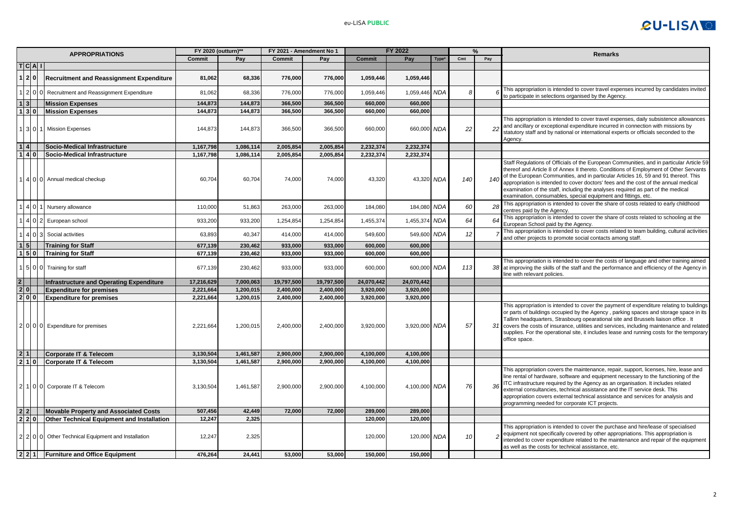| APPROPRIATIONS | | | | | FY 2020 (outturn)** | | FY 2021 - Amendment No 1 | | FY 2022 | | | % | | Remarks |
|---|---|---|---|---|---|---|---|---|---|---|---|---|---|---|
| | | | | | Commit | Pay | Commit | Pay | Commit | Pay | Type* | Cmt | Pay | |
| T | C | A | I | | | | | | | | | | | |
| 1 | 2 | 0 | | **Recruitment and Reassignment Expenditure** | **81,062** | **68,336** | **776,000** | **776,000** | **1,059,446** | **1,059,446** | | | | |
| 1 | 2 | 0 | 0 | Recruitment and Reassignment Expenditure | 81,062 | 68,336 | 776,000 | 776,000 | 1,059,446 | 1,059,446 | NDA | 8 | 6 | This appropriation is intended to cover travel expenses incurred by candidates invited to participate in selections organised by the Agency. |
| 1 | 3 | | | **Mission Expenses** | **144,873** | **144,873** | **366,500** | **366,500** | **660,000** | **660,000** | | | | |
| 1 | 3 | 0 | | **Mission Expenses** | **144,873** | **144,873** | **366,500** | **366,500** | **660,000** | **660,000** | | | | |
| 1 | 3 | 0 | 1 | Mission Expenses | 144,873 | 144,873 | 366,500 | 366,500 | 660,000 | 660,000 | NDA | 22 | 22 | This appropriation is intended to cover travel expenses, daily subsistence allowances and ancillary or exceptional expenditure incurred in connection with missions by statutory staff and by national or international experts or officials seconded to the Agency. |
| 1 | 4 | | | **Socio-Medical Infrastructure** | **1,167,798** | **1,086,114** | **2,005,854** | **2,005,854** | **2,232,374** | **2,232,374** | | | | |
| 1 | 4 | 0 | | **Socio-Medical Infrastructure** | **1,167,798** | **1,086,114** | **2,005,854** | **2,005,854** | **2,232,374** | **2,232,374** | | | | |
| 1 | 4 | 0 | 0 | Annual medical checkup | 60,704 | 60,704 | 74,000 | 74,000 | 43,320 | 43,320 | NDA | 140 | 140 | Staff Regulations of Officials of the European Communities, and in particular Article 59 thereof and Article 8 of Annex II thereto. Conditions of Employment of Other Servants of the European Communities, and in particular Articles 16, 59 and 91 thereof. This appropriation is intended to cover doctors' fees and the cost of the annual medical examination of the staff, including the analyses required as part of the medical examination, consumables, special equipment and fittings, etc. |
| 1 | 4 | 0 | 1 | Nursery allowance | 110,000 | 51,863 | 263,000 | 263,000 | 184,080 | 184,080 | NDA | 60 | 28 | This appropriation is intended to cover the share of costs related to early childhood centres paid by the Agency. |
| 1 | 4 | 0 | 2 | European school | 933,200 | 933,200 | 1,254,854 | 1,254,854 | 1,455,374 | 1,455,374 | NDA | 64 | 64 | This appropriation is intended to cover the share of costs related to schooling at the European School paid by the Agency. |
| 1 | 4 | 0 | 3 | Social activities | 63,893 | 40,347 | 414,000 | 414,000 | 549,600 | 549,600 | NDA | 12 | 7 | This appropriation is intended to cover costs related to team building, cultural activities and other projects to promote social contacts among staff. |
| 1 | 5 | | | **Training for Staff** | **677,139** | **230,462** | **933,000** | **933,000** | **600,000** | **600,000** | | | | |
| 1 | 5 | 0 | | **Training for Staff** | **677,139** | **230,462** | **933,000** | **933,000** | **600,000** | **600,000** | | | | |
| 1 | 5 | 0 | 0 | Training for staff | 677,139 | 230,462 | 933,000 | 933,000 | 600,000 | 600,000 | NDA | 113 | 38 | This appropriation is intended to cover the costs of language and other training aimed at improving the skills of the staff and the performance and efficiency of the Agency in line with relevant policies. |
| 2 | | | | **Infrastructure and Operating Expenditure** | **17,216,629** | **7,000,063** | **19,797,500** | **19,797,500** | **24,070,442** | **24,070,442** | | | | |
| 2 | 0 | | | **Expenditure for premises** | **2,221,664** | **1,200,015** | **2,400,000** | **2,400,000** | **3,920,000** | **3,920,000** | | | | |
| 2 | 0 | 0 | | **Expenditure for premises** | **2,221,664** | **1,200,015** | **2,400,000** | **2,400,000** | **3,920,000** | **3,920,000** | | | | |
| 2 | 0 | 0 | 0 | Expenditure for premises | 2,221,664 | 1,200,015 | 2,400,000 | 2,400,000 | 3,920,000 | 3,920,000 | NDA | 57 | 31 | This appropriation is intended to cover the payment of expenditure relating to buildings or parts of buildings occupied by the Agency , parking spaces and storage space in its Tallinn headquarters, Strasbourg opearational site and Brussels liaison office . It covers the costs of insurance, utilities and services, including maintenance and related supplies. For the operational site, it includes lease and running costs for the temporary office space. |
| 2 | 1 | | | **Corporate IT & Telecom** | **3,130,504** | **1,461,587** | **2,900,000** | **2,900,000** | **4,100,000** | **4,100,000** | | | | |
| 2 | 1 | 0 | | **Corporate IT & Telecom** | **3,130,504** | **1,461,587** | **2,900,000** | **2,900,000** | **4,100,000** | **4,100,000** | | | | |
| 2 | 1 | 0 | 0 | Corporate IT & Telecom | 3,130,504 | 1,461,587 | 2,900,000 | 2,900,000 | 4,100,000 | 4,100,000 | NDA | 76 | 36 | This appropriation covers the maintenance, repair, support, licenses, hire, lease and line rental of hardware, software and equipment necessary to the functioning of the ITC infrastructure required by the Agency as an organisation. It includes related external consultancies, technical assistance and the IT service desk. This appropriation covers external technical assistance and services for analysis and programming needed for corporate ICT projects. |
| 2 | 2 | | | **Movable Property and Associated Costs** | **507,456** | **42,449** | **72,000** | **72,000** | **289,000** | **289,000** | | | | |
| 2 | 2 | 0 | | **Other Technical Equipment and Installation** | **12,247** | **2,325** | | | **120,000** | **120,000** | | | | |
| 2 | 2 | 0 | 0 | Other Technical Equipment and Installation | 12,247 | 2,325 | | | 120,000 | 120,000 | NDA | 10 | 2 | This appropriation is intended to cover the purchase and hire/lease of specialised equipment not specifically covered by other appropriations. This appropriation is intended to cover expenditure related to the maintenance and repair of the equipment as well as the costs for technical assistance, etc. |
| 2 | 2 | 1 | | **Furniture and Office Equipment** | **476,264** | **24,441** | **53,000** | **53,000** | **150,000** | **150,000** | | | | |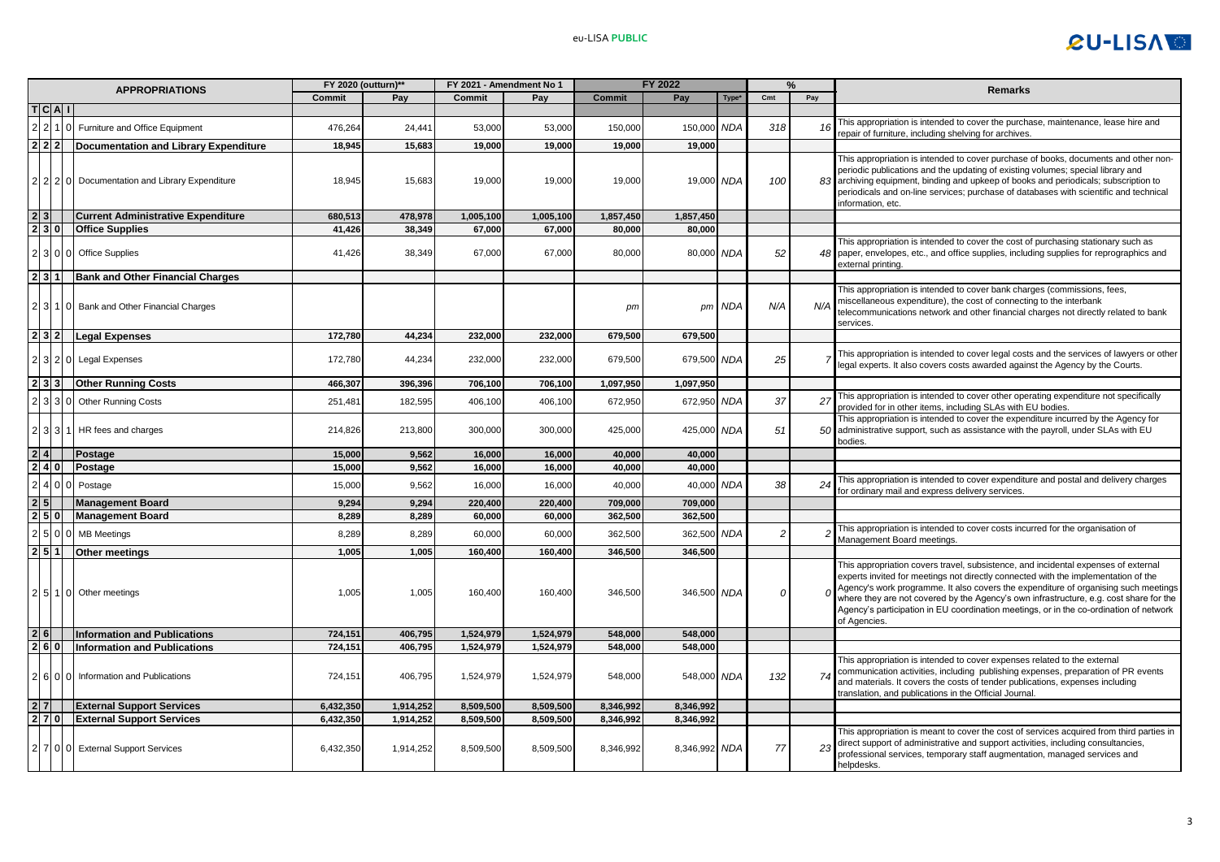| APPROPRIATIONS | | | | | FY 2020 (outturn)** | | FY 2021 - Amendment No 1 | | FY 2022 | | | % | | Remarks |
|---|---|---|---|---|---|---|---|---|---|---|---|---|---|---|
| | | | | | Commit | Pay | Commit | Pay | Commit | Pay | Type* | Cmt | Pay | |
| T | C | A | I | | | | | | | | | | | |
| 2 | 2 | 1 | 0 | Furniture and Office Equipment | 476,264 | 24,441 | 53,000 | 53,000 | 150,000 | 150,000 | NDA | 318 | 16 | This appropriation is intended to cover the purchase, maintenance, lease hire and repair of furniture, including shelving for archives. |
| 2 | 2 | 2 | | **Documentation and Library Expenditure** | **18,945** | **15,683** | **19,000** | **19,000** | **19,000** | **19,000** | | | | |
| 2 | 2 | 2 | 0 | Documentation and Library Expenditure | 18,945 | 15,683 | 19,000 | 19,000 | 19,000 | 19,000 | NDA | 100 | 83 | This appropriation is intended to cover purchase of books, documents and other non-periodic publications and the updating of existing volumes; special library and archiving equipment, binding and upkeep of books and periodicals; subscription to periodicals and on-line services; purchase of databases with scientific and technical information, etc. |
| 2 | 3 | | | **Current Administrative Expenditure** | **680,513** | **478,978** | **1,005,100** | **1,005,100** | **1,857,450** | **1,857,450** | | | | |
| 2 | 3 | 0 | | **Office Supplies** | **41,426** | **38,349** | **67,000** | **67,000** | **80,000** | **80,000** | | | | |
| 2 | 3 | 0 | 0 | Office Supplies | 41,426 | 38,349 | 67,000 | 67,000 | 80,000 | 80,000 | NDA | 52 | 48 | This appropriation is intended to cover the cost of purchasing stationary such as paper, envelopes, etc., and office supplies, including supplies for reprographics and external printing. |
| 2 | 3 | 1 | | **Bank and Other Financial Charges** | | | | | | | | | | |
| 2 | 3 | 1 | 0 | Bank and Other Financial Charges | | | | | pm | pm | NDA | N/A | N/A | This appropriation is intended to cover bank charges (commissions, fees, miscellaneous expenditure), the cost of connecting to the interbank telecommunications network and other financial charges not directly related to bank services. |
| 2 | 3 | 2 | | **Legal Expenses** | **172,780** | **44,234** | **232,000** | **232,000** | **679,500** | **679,500** | | | | |
| 2 | 3 | 2 | 0 | Legal Expenses | 172,780 | 44,234 | 232,000 | 232,000 | 679,500 | 679,500 | NDA | 25 | 7 | This appropriation is intended to cover legal costs and the services of lawyers or other legal experts. It also covers costs awarded against the Agency by the Courts. |
| 2 | 3 | 3 | | **Other Running Costs** | **466,307** | **396,396** | **706,100** | **706,100** | **1,097,950** | **1,097,950** | | | | |
| 2 | 3 | 3 | 0 | Other Running Costs | 251,481 | 182,595 | 406,100 | 406,100 | 672,950 | 672,950 | NDA | 37 | 27 | This appropriation is intended to cover other operating expenditure not specifically provided for in other items, including SLAs with EU bodies. |
| 2 | 3 | 3 | 1 | HR fees and charges | 214,826 | 213,800 | 300,000 | 300,000 | 425,000 | 425,000 | NDA | 51 | 50 | This appropriation is intended to cover the expenditure incurred by the Agency for administrative support, such as assistance with the payroll, under SLAs with EU bodies. |
| 2 | 4 | | | **Postage** | **15,000** | **9,562** | **16,000** | **16,000** | **40,000** | **40,000** | | | | |
| 2 | 4 | 0 | | **Postage** | **15,000** | **9,562** | **16,000** | **16,000** | **40,000** | **40,000** | | | | |
| 2 | 4 | 0 | 0 | Postage | 15,000 | 9,562 | 16,000 | 16,000 | 40,000 | 40,000 | NDA | 38 | 24 | This appropriation is intended to cover expenditure and postal and delivery charges for ordinary mail and express delivery services. |
| 2 | 5 | | | **Management Board** | **9,294** | **9,294** | **220,400** | **220,400** | **709,000** | **709,000** | | | | |
| 2 | 5 | 0 | | **Management Board** | **8,289** | **8,289** | **60,000** | **60,000** | **362,500** | **362,500** | | | | |
| 2 | 5 | 0 | 0 | MB Meetings | 8,289 | 8,289 | 60,000 | 60,000 | 362,500 | 362,500 | NDA | 2 | 2 | This appropriation is intended to cover costs incurred for the organisation of Management Board meetings. |
| 2 | 5 | 1 | | **Other meetings** | **1,005** | **1,005** | **160,400** | **160,400** | **346,500** | **346,500** | | | | |
| 2 | 5 | 1 | 0 | Other meetings | 1,005 | 1,005 | 160,400 | 160,400 | 346,500 | 346,500 | NDA | 0 | 0 | This appropriation covers travel, subsistence, and incidental expenses of external experts invited for meetings not directly connected with the implementation of the Agency's work programme. It also covers the expenditure of organising such meetings where they are not covered by the Agency's own infrastructure, e.g. cost share for the Agency's participation in EU coordination meetings, or in the co-ordination of network of Agencies. |
| 2 | 6 | | | **Information and Publications** | **724,151** | **406,795** | **1,524,979** | **1,524,979** | **548,000** | **548,000** | | | | |
| 2 | 6 | 0 | | **Information and Publications** | **724,151** | **406,795** | **1,524,979** | **1,524,979** | **548,000** | **548,000** | | | | |
| 2 | 6 | 0 | 0 | Information and Publications | 724,151 | 406,795 | 1,524,979 | 1,524,979 | 548,000 | 548,000 | NDA | 132 | 74 | This appropriation is intended to cover expenses related to the external communication activities, including publishing expenses, preparation of PR events and materials. It covers the costs of tender publications, expenses including translation, and publications in the Official Journal. |
| 2 | 7 | | | **External Support Services** | **6,432,350** | **1,914,252** | **8,509,500** | **8,509,500** | **8,346,992** | **8,346,992** | | | | |
| 2 | 7 | 0 | | **External Support Services** | **6,432,350** | **1,914,252** | **8,509,500** | **8,509,500** | **8,346,992** | **8,346,992** | | | | |
| 2 | 7 | 0 | 0 | External Support Services | 6,432,350 | 1,914,252 | 8,509,500 | 8,509,500 | 8,346,992 | 8,346,992 | NDA | 77 | 23 | This appropriation is meant to cover the cost of services acquired from third parties in direct support of administrative and support activities, including consultancies, professional services, temporary staff augmentation, managed services and helpdesks. |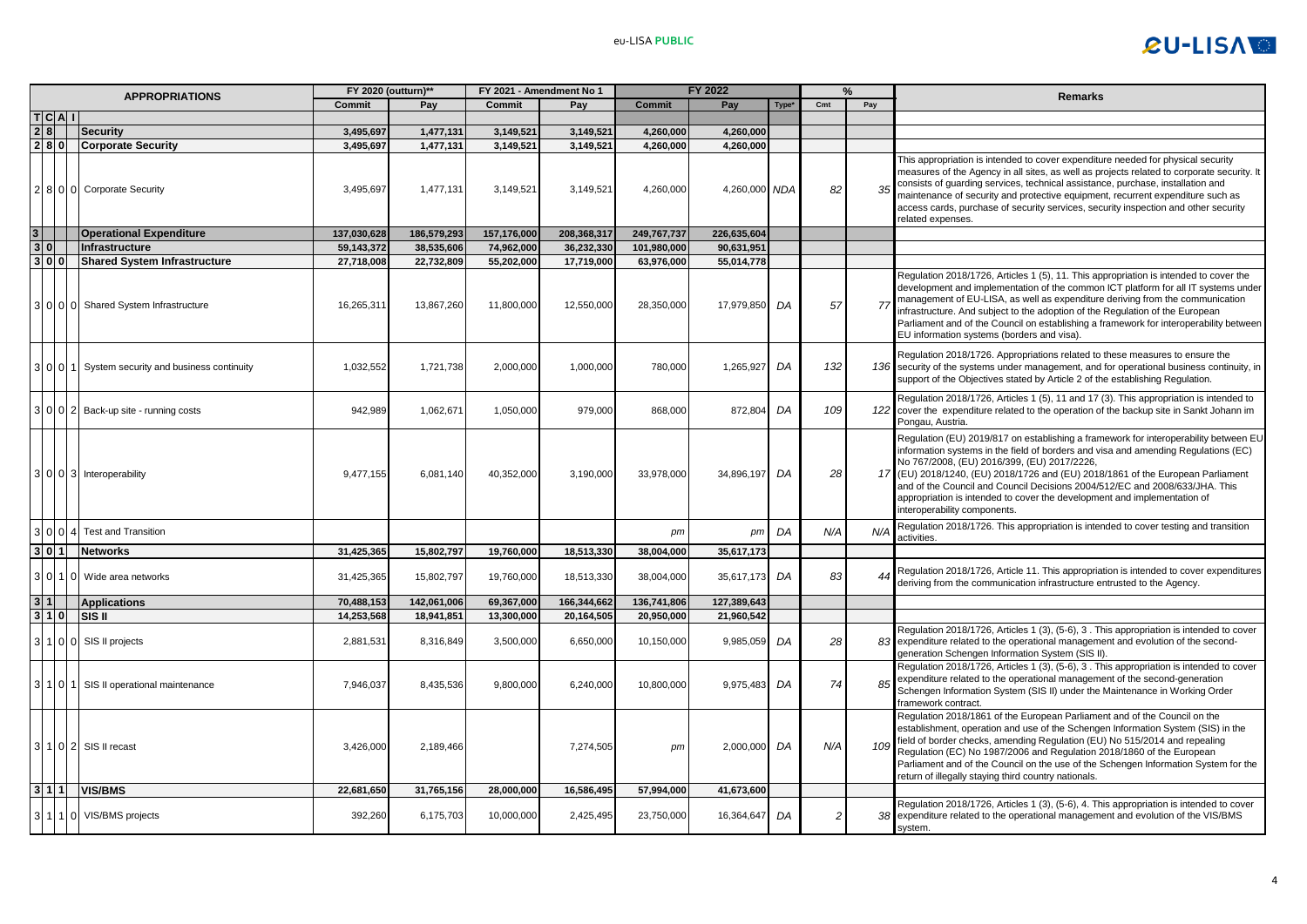| APPROPRIATIONS | | | | | FY 2020 (outturn)** | | FY 2021 - Amendment No 1 | | FY 2022 | | | % | | Remarks |
|---|---|---|---|---|---|---|---|---|---|---|---|---|---|---|
| | | | | | Commit | Pay | Commit | Pay | Commit | Pay | Type* | Cmt | Pay | |
| T | C | A | I | | | | | | | | | | | |
| 2 | 8 | | | Security | 3,495,697 | 1,477,131 | 3,149,521 | 3,149,521 | 4,260,000 | 4,260,000 | | | | |
| 2 | 8 | 0 | | Corporate Security | 3,495,697 | 1,477,131 | 3,149,521 | 3,149,521 | 4,260,000 | 4,260,000 | | | | |
| 2 | 8 | 0 | 0 | Corporate Security | 3,495,697 | 1,477,131 | 3,149,521 | 3,149,521 | 4,260,000 | 4,260,000 | NDA | 82 | 35 | This appropriation is intended to cover expenditure needed for physical security measures of the Agency in all sites, as well as projects related to corporate security. It consists of guarding services, technical assistance, purchase, installation and maintenance of security and protective equipment, recurrent expenditure such as access cards, purchase of security services, security inspection and other security related expenses. |
| 3 | | | | Operational Expenditure | 137,030,628 | 186,579,293 | 157,176,000 | 208,368,317 | 249,767,737 | 226,635,604 | | | | |
| 3 | 0 | | | Infrastructure | 59,143,372 | 38,535,606 | 74,962,000 | 36,232,330 | 101,980,000 | 90,631,951 | | | | |
| 3 | 0 | 0 | | Shared System Infrastructure | 27,718,008 | 22,732,809 | 55,202,000 | 17,719,000 | 63,976,000 | 55,014,778 | | | | |
| 3 | 0 | 0 | 0 | Shared System Infrastructure | 16,265,311 | 13,867,260 | 11,800,000 | 12,550,000 | 28,350,000 | 17,979,850 | DA | 57 | 77 | Regulation 2018/1726, Articles 1 (5), 11. This appropriation is intended to cover the development and implementation of the common ICT platform for all IT systems under management of EU-LISA, as well as expenditure deriving from the communication infrastructure. And subject to the adoption of the Regulation of the European Parliament and of the Council on establishing a framework for interoperability between EU information systems (borders and visa). |
| 3 | 0 | 0 | 1 | System security and business continuity | 1,032,552 | 1,721,738 | 2,000,000 | 1,000,000 | 780,000 | 1,265,927 | DA | 132 | 136 | Regulation 2018/1726. Appropriations related to these measures to ensure the security of the systems under management, and for operational business continuity, in support of the Objectives stated by Article 2 of the establishing Regulation. |
| 3 | 0 | 0 | 2 | Back-up site - running costs | 942,989 | 1,062,671 | 1,050,000 | 979,000 | 868,000 | 872,804 | DA | 109 | 122 | Regulation 2018/1726, Articles 1 (5), 11 and 17 (3). This appropriation is intended to cover the expenditure related to the operation of the backup site in Sankt Johann im Pongau, Austria. |
| 3 | 0 | 0 | 3 | Interoperability | 9,477,155 | 6,081,140 | 40,352,000 | 3,190,000 | 33,978,000 | 34,896,197 | DA | 28 | 17 | Regulation (EU) 2019/817 on establishing a framework for interoperability between EU information systems in the field of borders and visa and amending Regulations (EC) No 767/2008, (EU) 2016/399, (EU) 2017/2226, (EU) 2018/1240, (EU) 2018/1726 and (EU) 2018/1861 of the European Parliament and of the Council and Council Decisions 2004/512/EC and 2008/633/JHA. This appropriation is intended to cover the development and implementation of interoperability components. |
| 3 | 0 | 0 | 4 | Test and Transition | | | | | pm | pm | DA | N/A | N/A | Regulation 2018/1726. This appropriation is intended to cover testing and transition activities. |
| 3 | 0 | 1 | | Networks | 31,425,365 | 15,802,797 | 19,760,000 | 18,513,330 | 38,004,000 | 35,617,173 | | | | |
| 3 | 0 | 1 | 0 | Wide area networks | 31,425,365 | 15,802,797 | 19,760,000 | 18,513,330 | 38,004,000 | 35,617,173 | DA | 83 | 44 | Regulation 2018/1726, Article 11. This appropriation is intended to cover expenditures deriving from the communication infrastructure entrusted to the Agency. |
| 3 | 1 | | | Applications | 70,488,153 | 142,061,006 | 69,367,000 | 166,344,662 | 136,741,806 | 127,389,643 | | | | |
| 3 | 1 | 0 | | SIS II | 14,253,568 | 18,941,851 | 13,300,000 | 20,164,505 | 20,950,000 | 21,960,542 | | | | |
| 3 | 1 | 0 | 0 | SIS II projects | 2,881,531 | 8,316,849 | 3,500,000 | 6,650,000 | 10,150,000 | 9,985,059 | DA | 28 | 83 | Regulation 2018/1726, Articles 1 (3), (5-6), 3 . This appropriation is intended to cover expenditure related to the operational management and evolution of the second-generation Schengen Information System (SIS II). |
| 3 | 1 | 0 | 1 | SIS II operational maintenance | 7,946,037 | 8,435,536 | 9,800,000 | 6,240,000 | 10,800,000 | 9,975,483 | DA | 74 | 85 | Regulation 2018/1726, Articles 1 (3), (5-6), 3 . This appropriation is intended to cover expenditure related to the operational management of the second-generation Schengen Information System (SIS II) under the Maintenance in Working Order framework contract. |
| 3 | 1 | 0 | 2 | SIS II recast | 3,426,000 | 2,189,466 | | 7,274,505 | pm | 2,000,000 | DA | N/A | 109 | Regulation 2018/1861 of the European Parliament and of the Council on the establishment, operation and use of the Schengen Information System (SIS) in the field of border checks, amending Regulation (EU) No 515/2014 and repealing Regulation (EC) No 1987/2006 and Regulation 2018/1860 of the European Parliament and of the Council on the use of the Schengen Information System for the return of illegally staying third country nationals. |
| 3 | 1 | 1 | | VIS/BMS | 22,681,650 | 31,765,156 | 28,000,000 | 16,586,495 | 57,994,000 | 41,673,600 | | | | |
| 3 | 1 | 1 | 0 | VIS/BMS projects | 392,260 | 6,175,703 | 10,000,000 | 2,425,495 | 23,750,000 | 16,364,647 | DA | 2 | 38 | Regulation 2018/1726, Articles 1 (3), (5-6), 4. This appropriation is intended to cover expenditure related to the operational management and evolution of the VIS/BMS system. |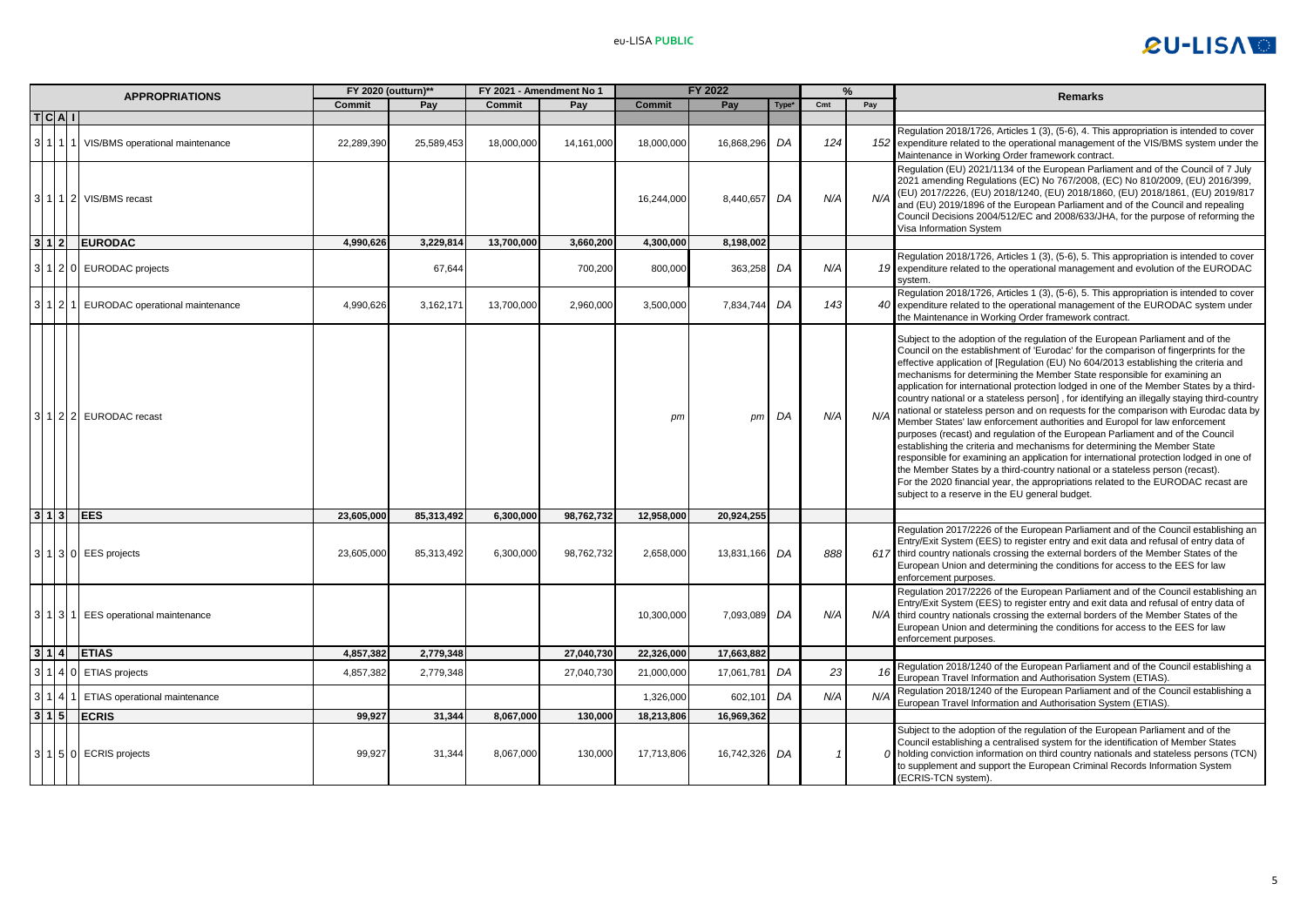| T | C | A | I | APPROPRIATIONS | FY 2020 (outturn)** | | FY 2021 - Amendment No 1 | | FY 2022 | | | % | | Remarks |
|---|---|---|---|---|---|---|---|---|---|---|---|---|---|---|
| | | | | | Commit | Pay | Commit | Pay | Commit | Pay | Type* | Cmt | Pay | |
| 3 | 1 | 1 | 1 | VIS/BMS operational maintenance | 22,289,390 | 25,589,453 | 18,000,000 | 14,161,000 | 18,000,000 | 16,868,296 | DA | 124 | 152 | Regulation 2018/1726, Articles 1 (3), (5-6), 4. This appropriation is intended to cover expenditure related to the operational management of the VIS/BMS system under the Maintenance in Working Order framework contract. |
| 3 | 1 | 1 | 2 | VIS/BMS recast | | | | | 16,244,000 | 8,440,657 | DA | N/A | N/A | Regulation (EU) 2021/1134 of the European Parliament and of the Council of 7 July 2021 amending Regulations (EC) No 767/2008, (EC) No 810/2009, (EU) 2016/399, (EU) 2017/2226, (EU) 2018/1240, (EU) 2018/1860, (EU) 2018/1861, (EU) 2019/817 and (EU) 2019/1896 of the European Parliament and of the Council and repealing Council Decisions 2004/512/EC and 2008/633/JHA, for the purpose of reforming the Visa Information System |
| **3** | **1** | **2** | | **EURODAC** | **4,990,626** | **3,229,814** | **13,700,000** | **3,660,200** | **4,300,000** | **8,198,002** | | | | |
| 3 | 1 | 2 | 0 | EURODAC projects | | 67,644 | | 700,200 | 800,000 | 363,258 | DA | N/A | 19 | Regulation 2018/1726, Articles 1 (3), (5-6), 5. This appropriation is intended to cover expenditure related to the operational management and evolution of the EURODAC system. |
| 3 | 1 | 2 | 1 | EURODAC operational maintenance | 4,990,626 | 3,162,171 | 13,700,000 | 2,960,000 | 3,500,000 | 7,834,744 | DA | 143 | 40 | Regulation 2018/1726, Articles 1 (3), (5-6), 5. This appropriation is intended to cover expenditure related to the operational management of the EURODAC system under the Maintenance in Working Order framework contract. |
| 3 | 1 | 2 | 2 | EURODAC recast | | | | | pm | pm | DA | N/A | N/A | Subject to the adoption of the regulation of the European Parliament and of the Council on the establishment of 'Eurodac' for the comparison of fingerprints for the effective application of [Regulation (EU) No 604/2013 establishing the criteria and mechanisms for determining the Member State responsible for examining an application for international protection lodged in one of the Member States by a third-country national or a stateless person] , for identifying an illegally staying third-country national or stateless person and on requests for the comparison with Eurodac data by Member States' law enforcement authorities and Europol for law enforcement purposes (recast) and regulation of the European Parliament and of the Council establishing the criteria and mechanisms for determining the Member State responsible for examining an application for international protection lodged in one of the Member States by a third-country national or a stateless person (recast). For the 2020 financial year, the appropriations related to the EURODAC recast are subject to a reserve in the EU general budget. |
| **3** | **1** | **3** | | **EES** | **23,605,000** | **85,313,492** | **6,300,000** | **98,762,732** | **12,958,000** | **20,924,255** | | | | |
| 3 | 1 | 3 | 0 | EES projects | 23,605,000 | 85,313,492 | 6,300,000 | 98,762,732 | 2,658,000 | 13,831,166 | DA | 888 | 617 | Regulation 2017/2226 of the European Parliament and of the Council establishing an Entry/Exit System (EES) to register entry and exit data and refusal of entry data of third country nationals crossing the external borders of the Member States of the European Union and determining the conditions for access to the EES for law enforcement purposes. |
| 3 | 1 | 3 | 1 | EES operational maintenance | | | | | 10,300,000 | 7,093,089 | DA | N/A | N/A | Regulation 2017/2226 of the European Parliament and of the Council establishing an Entry/Exit System (EES) to register entry and exit data and refusal of entry data of third country nationals crossing the external borders of the Member States of the European Union and determining the conditions for access to the EES for law enforcement purposes. |
| **3** | **1** | **4** | | **ETIAS** | **4,857,382** | **2,779,348** | | **27,040,730** | **22,326,000** | **17,663,882** | | | | |
| 3 | 1 | 4 | 0 | ETIAS projects | 4,857,382 | 2,779,348 | | 27,040,730 | 21,000,000 | 17,061,781 | DA | 23 | 16 | Regulation 2018/1240 of the European Parliament and of the Council establishing a European Travel Information and Authorisation System (ETIAS). |
| 3 | 1 | 4 | 1 | ETIAS operational maintenance | | | | | 1,326,000 | 602,101 | DA | N/A | N/A | Regulation 2018/1240 of the European Parliament and of the Council establishing a European Travel Information and Authorisation System (ETIAS). |
| **3** | **1** | **5** | | **ECRIS** | **99,927** | **31,344** | **8,067,000** | **130,000** | **18,213,806** | **16,969,362** | | | | |
| 3 | 1 | 5 | 0 | ECRIS projects | 99,927 | 31,344 | 8,067,000 | 130,000 | 17,713,806 | 16,742,326 | DA | 1 | 0 | Subject to the adoption of the regulation of the European Parliament and of the Council establishing a centralised system for the identification of Member States holding conviction information on third country nationals and stateless persons (TCN) to supplement and support the European Criminal Records Information System (ECRIS-TCN system). |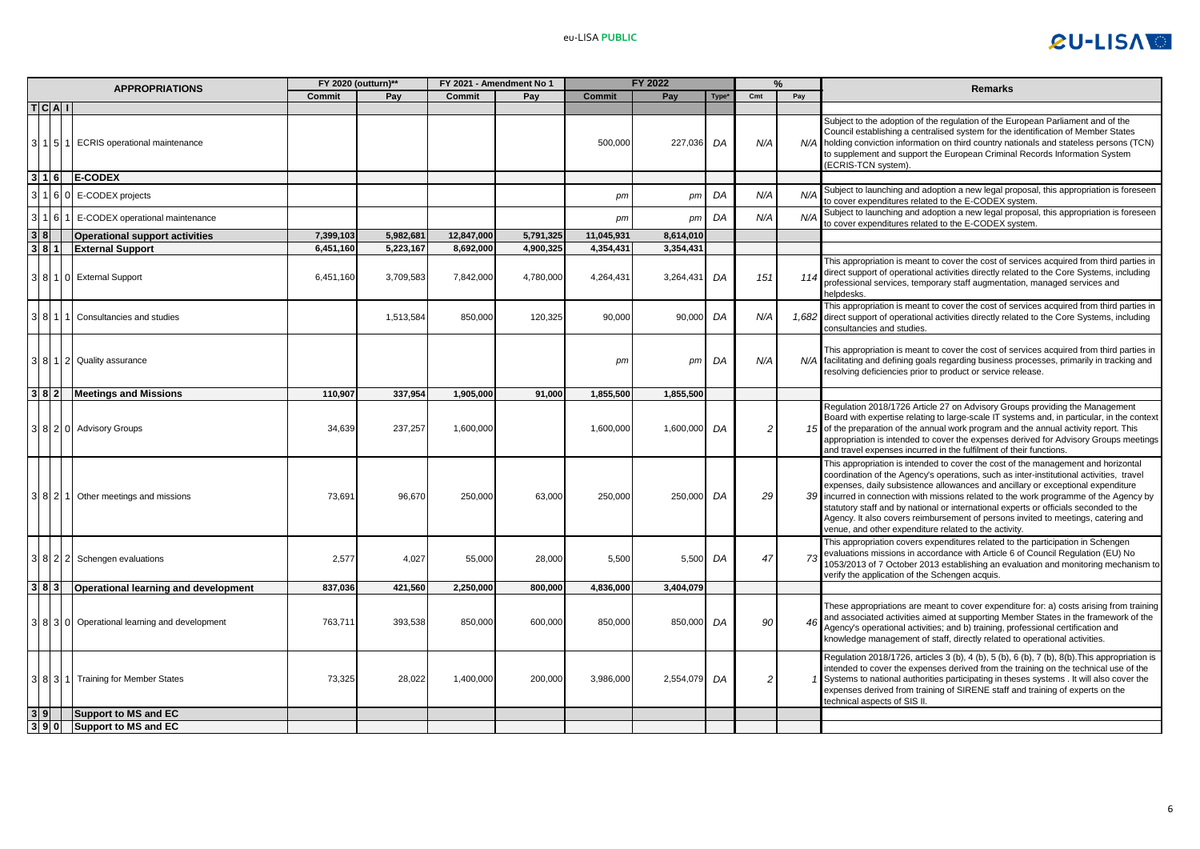| T | C | A | I | APPROPRIATIONS | FY 2020 (outturn)** | | FY 2021 - Amendment No 1 | | FY 2022 | | | % | | Remarks |
|---|---|---|---|---|---|---|---|---|---|---|---|---|---|---|
| | | | | | Commit | Pay | Commit | Pay | Commit | Pay | Type* | Cmt | Pay | |
| 3 | 1 | 5 | 1 | ECRIS operational maintenance | | | | | 500,000 | 227,036 | DA | N/A | N/A | Subject to the adoption of the regulation of the European Parliament and of the Council establishing a centralised system for the identification of Member States holding conviction information on third country nationals and stateless persons (TCN) to supplement and support the European Criminal Records Information System (ECRIS-TCN system). |
| 3 | 1 | 6 | | **E-CODEX** | | | | | | | | | | |
| 3 | 1 | 6 | 0 | E-CODEX projects | | | | | pm | pm | DA | N/A | N/A | Subject to launching and adoption a new legal proposal, this appropriation is foreseen to cover expenditures related to the E-CODEX system. |
| 3 | 1 | 6 | 1 | E-CODEX operational maintenance | | | | | pm | pm | DA | N/A | N/A | Subject to launching and adoption a new legal proposal, this appropriation is foreseen to cover expenditures related to the E-CODEX system. |
| 3 | 8 | | | **Operational support activities** | **7,399,103** | **5,982,681** | **12,847,000** | **5,791,325** | **11,045,931** | **8,614,010** | | | | |
| 3 | 8 | 1 | | **External Support** | **6,451,160** | **5,223,167** | **8,692,000** | **4,900,325** | **4,354,431** | **3,354,431** | | | | |
| 3 | 8 | 1 | 0 | External Support | 6,451,160 | 3,709,583 | 7,842,000 | 4,780,000 | 4,264,431 | 3,264,431 | DA | 151 | 114 | This appropriation is meant to cover the cost of services acquired from third parties in direct support of operational activities directly related to the Core Systems, including professional services, temporary staff augmentation, managed services and helpdesks. |
| 3 | 8 | 1 | 1 | Consultancies and studies | | 1,513,584 | 850,000 | 120,325 | 90,000 | 90,000 | DA | N/A | 1,682 | This appropriation is meant to cover the cost of services acquired from third parties in direct support of operational activities directly related to the Core Systems, including consultancies and studies. |
| 3 | 8 | 1 | 2 | Quality assurance | | | | | pm | pm | DA | N/A | N/A | This appropriation is meant to cover the cost of services acquired from third parties in facilitating and defining goals regarding business processes, primarily in tracking and resolving deficiencies prior to product or service release. |
| 3 | 8 | 2 | | **Meetings and Missions** | **110,907** | **337,954** | **1,905,000** | **91,000** | **1,855,500** | **1,855,500** | | | | |
| 3 | 8 | 2 | 0 | Advisory Groups | 34,639 | 237,257 | 1,600,000 | | 1,600,000 | 1,600,000 | DA | 2 | 15 | Regulation 2018/1726 Article 27 on Advisory Groups providing the Management Board with expertise relating to large-scale IT systems and, in particular, in the context of the preparation of the annual work program and the annual activity report. This appropriation is intended to cover the expenses derived for Advisory Groups meetings and travel expenses incurred in the fulfilment of their functions. |
| 3 | 8 | 2 | 1 | Other meetings and missions | 73,691 | 96,670 | 250,000 | 63,000 | 250,000 | 250,000 | DA | 29 | 39 | This appropriation is intended to cover the cost of the management and horizontal coordination of the Agency's operations, such as inter-institutional activities, travel expenses, daily subsistence allowances and ancillary or exceptional expenditure incurred in connection with missions related to the work programme of the Agency by statutory staff and by national or international experts or officials seconded to the Agency. It also covers reimbursement of persons invited to meetings, catering and venue, and other expenditure related to the activity. |
| 3 | 8 | 2 | 2 | Schengen evaluations | 2,577 | 4,027 | 55,000 | 28,000 | 5,500 | 5,500 | DA | 47 | 73 | This appropriation covers expenditures related to the participation in Schengen evaluations missions in accordance with Article 6 of Council Regulation (EU) No 1053/2013 of 7 October 2013 establishing an evaluation and monitoring mechanism to verify the application of the Schengen acquis. |
| 3 | 8 | 3 | | **Operational learning and development** | **837,036** | **421,560** | **2,250,000** | **800,000** | **4,836,000** | **3,404,079** | | | | |
| 3 | 8 | 3 | 0 | Operational learning and development | 763,711 | 393,538 | 850,000 | 600,000 | 850,000 | 850,000 | DA | 90 | 46 | These appropriations are meant to cover expenditure for: a) costs arising from training and associated activities aimed at supporting Member States in the framework of the Agency's operational activities; and b) training, professional certification and knowledge management of staff, directly related to operational activities. |
| 3 | 8 | 3 | 1 | Training for Member States | 73,325 | 28,022 | 1,400,000 | 200,000 | 3,986,000 | 2,554,079 | DA | 2 | 1 | Regulation 2018/1726, articles 3 (b), 4 (b), 5 (b), 6 (b), 7 (b), 8(b).This appropriation is intended to cover the expenses derived from the training on the technical use of the Systems to national authorities participating in theses systems . It will also cover the expenses derived from training of SIRENE staff and training of experts on the technical aspects of SIS II. |
| 3 | 9 | | | **Support to MS and EC** | | | | | | | | | | |
| 3 | 9 | 0 | | **Support to MS and EC** | | | | | | | | | | |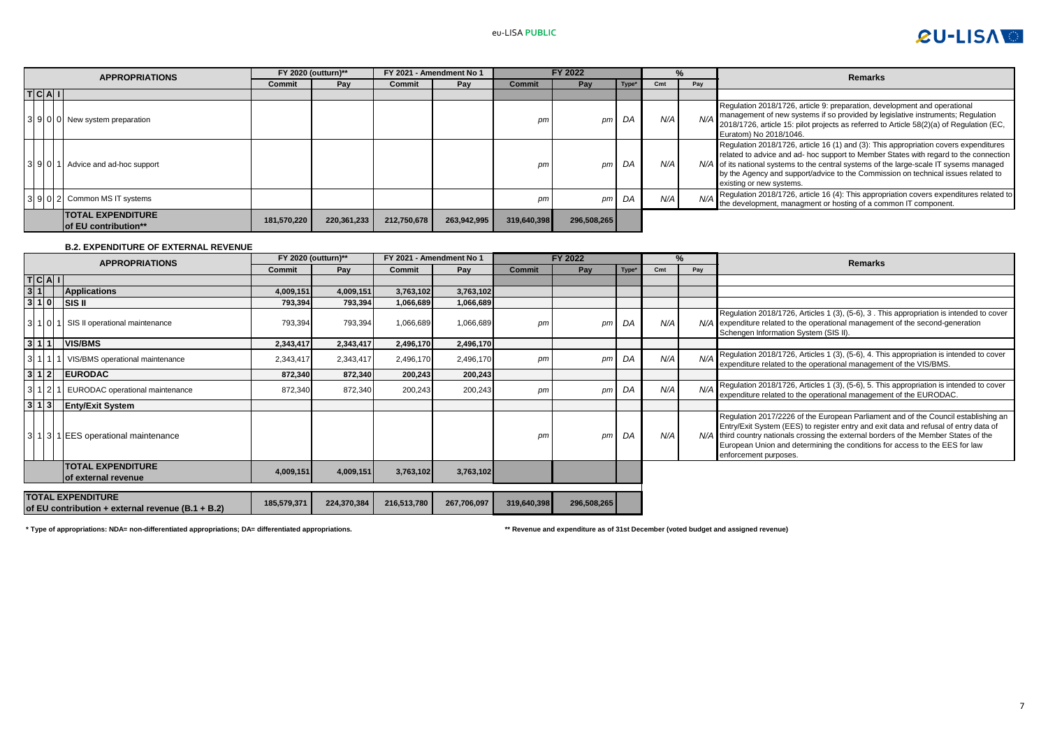| APPROPRIATIONS | | | | | FY 2020 (outturn)** | | FY 2021 - Amendment No 1 | | FY 2022 | | | % | | Remarks |
|---|---|---|---|---|---|---|---|---|---|---|---|---|---|---|
| | | | | | Commit | Pay | Commit | Pay | Commit | Pay | Type* | Cmt | Pay | |
| T | C | A | I | | | | | | | | | | | |
| 3 | 9 | 0 | 0 | New system preparation | | | | | pm | pm | DA | N/A | N/A | Regulation 2018/1726, article 9: preparation, development and operational management of new systems if so provided by legislative instruments; Regulation 2018/1726, article 15: pilot projects as referred to Article 58(2)(a) of Regulation (EC, Euratom) No 2018/1046. |
| 3 | 9 | 0 | 1 | Advice and ad-hoc support | | | | | pm | pm | DA | N/A | N/A | Regulation 2018/1726, article 16 (1) and (3): This appropriation covers expenditures related to advice and ad- hoc support to Member States with regard to the connection of its national systems to the central systems of the large-scale IT sysems managed by the Agency and support/advice to the Commission on technical issues related to existing or new systems. |
| 3 | 9 | 0 | 2 | Common MS IT systems | | | | | pm | pm | DA | N/A | N/A | Regulation 2018/1726, article 16 (4): This appropriation covers expenditures related to the development, managment or hosting of a common IT component. |
| | | | | **TOTAL EXPENDITURE of EU contribution**** | **181,570,220** | **220,361,233** | **212,750,678** | **263,942,995** | **319,640,398** | **296,508,265** | | | | |

**B.2. EXPENDITURE OF EXTERNAL REVENUE**

| APPROPRIATIONS | | | | | FY 2020 (outturn)** | | FY 2021 - Amendment No 1 | | FY 2022 | | | % | | Remarks |
|---|---|---|---|---|---|---|---|---|---|---|---|---|---|---|
| | | | | | Commit | Pay | Commit | Pay | Commit | Pay | Type* | Cmt | Pay | |
| T | C | A | I | | | | | | | | | | | |
| **3** | **1** | | | **Applications** | **4,009,151** | **4,009,151** | **3,763,102** | **3,763,102** | | | | | | |
| **3** | **1** | **0** | | **SIS II** | **793,394** | **793,394** | **1,066,689** | **1,066,689** | | | | | | |
| 3 | 1 | 0 | 1 | SIS II operational maintenance | 793,394 | 793,394 | 1,066,689 | 1,066,689 | pm | pm | DA | N/A | N/A | Regulation 2018/1726, Articles 1 (3), (5-6), 3 . This appropriation is intended to cover expenditure related to the operational management of the second-generation Schengen Information System (SIS II). |
| **3** | **1** | **1** | | **VIS/BMS** | **2,343,417** | **2,343,417** | **2,496,170** | **2,496,170** | | | | | | |
| 3 | 1 | 1 | 1 | VIS/BMS operational maintenance | 2,343,417 | 2,343,417 | 2,496,170 | 2,496,170 | pm | pm | DA | N/A | N/A | Regulation 2018/1726, Articles 1 (3), (5-6), 4. This appropriation is intended to cover expenditure related to the operational management of the VIS/BMS. |
| **3** | **1** | **2** | | **EURODAC** | **872,340** | **872,340** | **200,243** | **200,243** | | | | | | |
| 3 | 1 | 2 | 1 | EURODAC operational maintenance | 872,340 | 872,340 | 200,243 | 200,243 | pm | pm | DA | N/A | N/A | Regulation 2018/1726, Articles 1 (3), (5-6), 5. This appropriation is intended to cover expenditure related to the operational management of the EURODAC. |
| **3** | **1** | **3** | | **Enty/Exit System** | | | | | | | | | | |
| 3 | 1 | 3 | 1 | EES operational maintenance | | | | | pm | pm | DA | N/A | N/A | Regulation 2017/2226 of the European Parliament and of the Council establishing an Entry/Exit System (EES) to register entry and exit data and refusal of entry data of third country nationals crossing the external borders of the Member States of the European Union and determining the conditions for access to the EES for law enforcement purposes. |
| | | | | **TOTAL EXPENDITURE of external revenue** | **4,009,151** | **4,009,151** | **3,763,102** | **3,763,102** | | | | | | |
| | | | | **TOTAL EXPENDITURE of EU contribution + external revenue (B.1 + B.2)** | **185,579,371** | **224,370,384** | **216,513,780** | **267,706,097** | **319,640,398** | **296,508,265** | | | | |

\* Type of appropriations: NDA= non-differentiated appropriations; DA= differentiated appropriations.

\*\* Revenue and expenditure as of 31st December (voted budget and assigned revenue)